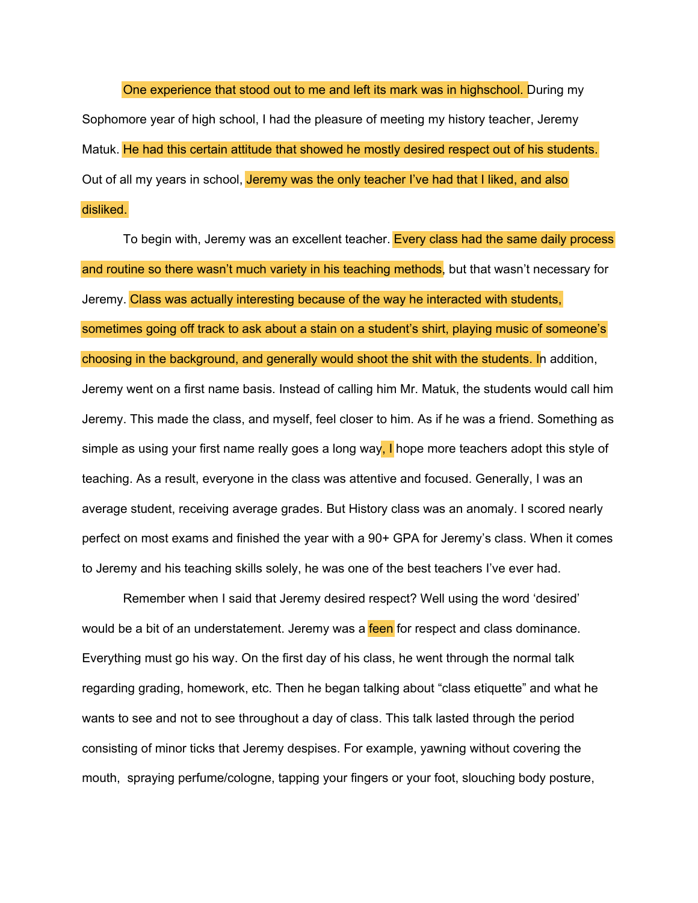One experience that stood out to me and left its mark was in highschool. During my Sophomore year of high school, I had the pleasure of meeting my history teacher, Jeremy Matuk. He had this certain attitude that showed he mostly desired respect out of his students. Out of all my years in school, Jeremy was the only teacher I've had that I liked, and also disliked.

To begin with, Jeremy was an excellent teacher. Every class had the same daily process and routine so there wasn't much variety in his teaching methods, but that wasn't necessary for Jeremy. Class was actually interesting because of the way he interacted with students, sometimes going off track to ask about a stain on a student's shirt, playing music of someone's choosing in the background, and generally would shoot the shit with the students. In addition, Jeremy went on a first name basis. Instead of calling him Mr. Matuk, the students would call him Jeremy. This made the class, and myself, feel closer to him. As if he was a friend. Something as simple as using your first name really goes a long way, I hope more teachers adopt this style of teaching. As a result, everyone in the class was attentive and focused. Generally, I was an average student, receiving average grades. But History class was an anomaly. I scored nearly perfect on most exams and finished the year with a 90+ GPA for Jeremy's class. When it comes to Jeremy and his teaching skills solely, he was one of the best teachers I've ever had.

Remember when I said that Jeremy desired respect? Well using the word 'desired' would be a bit of an understatement. Jeremy was a feen for respect and class dominance. Everything must go his way. On the first day of his class, he went through the normal talk regarding grading, homework, etc. Then he began talking about "class etiquette" and what he wants to see and not to see throughout a day of class. This talk lasted through the period consisting of minor ticks that Jeremy despises. For example, yawning without covering the mouth,  spraying perfume/cologne, tapping your fingers or your foot, slouching body posture,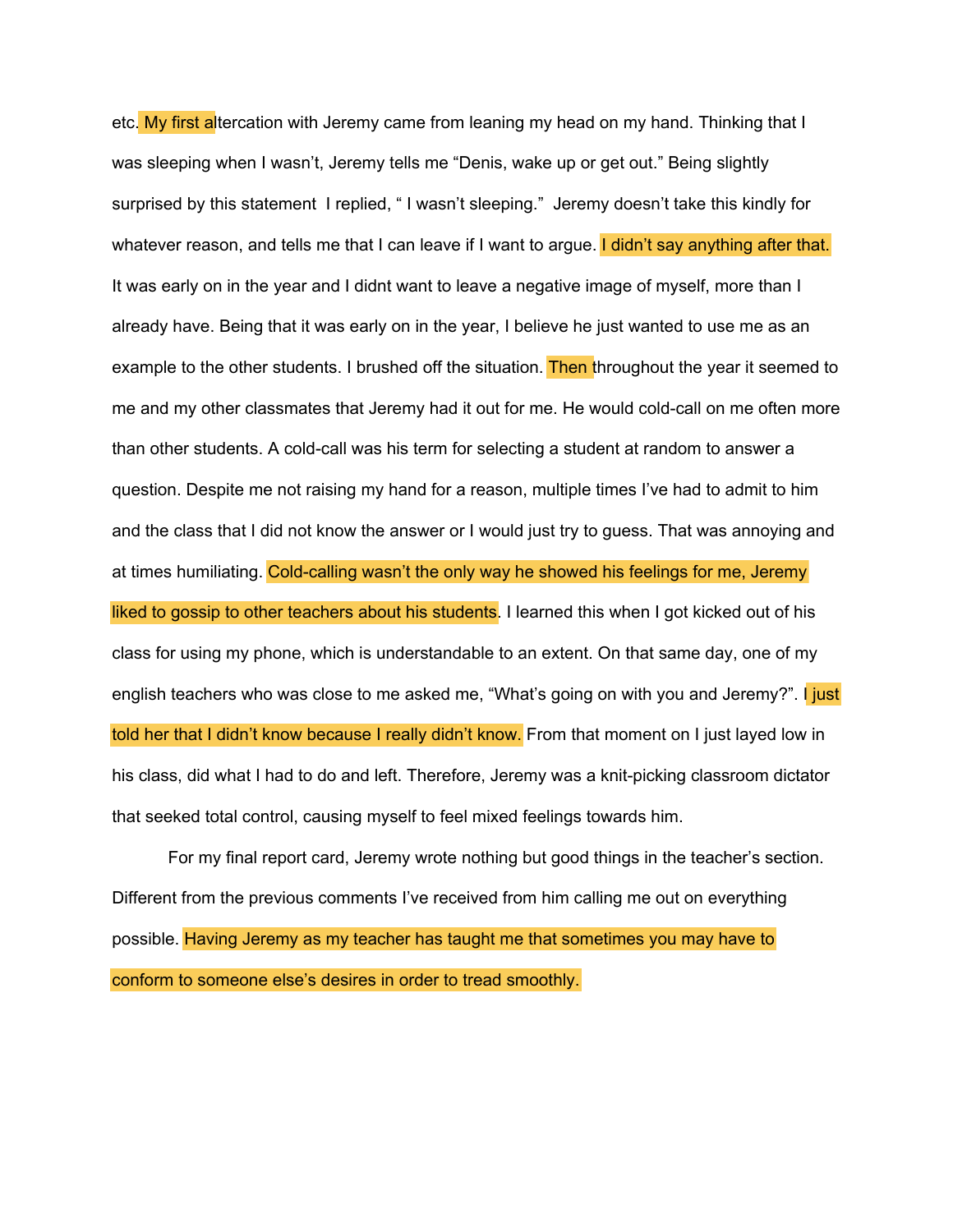etc. My first altercation with Jeremy came from leaning my head on my hand. Thinking that I was sleeping when I wasn't, Jeremy tells me "Denis, wake up or get out." Being slightly surprised by this statement I replied, " I wasn't sleeping." Jeremy doesn't take this kindly for whatever reason, and tells me that I can leave if I want to argue. I didn't say anything after that. It was early on in the year and I didnt want to leave a negative image of myself, more than I already have. Being that it was early on in the year, I believe he just wanted to use me as an example to the other students. I brushed off the situation. Then throughout the year it seemed to me and my other classmates that Jeremy had it out for me. He would cold-call on me often more than other students. A cold-call was his term for selecting a student at random to answer a question. Despite me not raising my hand for a reason, multiple times I've had to admit to him and the class that I did not know the answer or I would just try to guess. That was annoying and at times humiliating. Cold-calling wasn't the only way he showed his feelings for me, Jeremy liked to gossip to other teachers about his students. I learned this when I got kicked out of his class for using my phone, which is understandable to an extent. On that same day, one of my english teachers who was close to me asked me, "What's going on with you and Jeremy?". I just told her that I didn't know because I really didn't know. From that moment on I just layed low in his class, did what I had to do and left. Therefore, Jeremy was a knit-picking classroom dictator that seeked total control, causing myself to feel mixed feelings towards him.

For my final report card, Jeremy wrote nothing but good things in the teacher's section. Different from the previous comments I've received from him calling me out on everything possible. Having Jeremy as my teacher has taught me that sometimes you may have to conform to someone else's desires in order to tread smoothly.